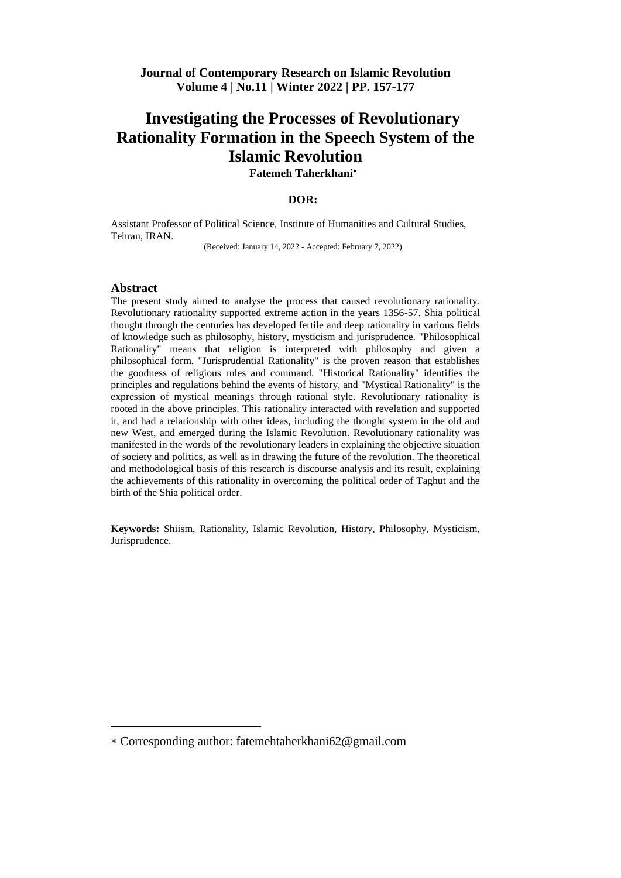**Journal of Contemporary Research on Islamic Revolution**
**Volume 4 | No.11 | Winter 2022 | PP. 157-177**

# Investigating the Processes of Revolutionary Rationality Formation in the Speech System of the Islamic Revolution

**Fatemeh Taherkhani***

**DOR:**

Assistant Professor of Political Science, Institute of Humanities and Cultural Studies, Tehran, IRAN.

(Received: January 14, 2022 - Accepted: February 7, 2022)

## Abstract

The present study aimed to analyse the process that caused revolutionary rationality. Revolutionary rationality supported extreme action in the years 1356-57. Shia political thought through the centuries has developed fertile and deep rationality in various fields of knowledge such as philosophy, history, mysticism and jurisprudence. "Philosophical Rationality" means that religion is interpreted with philosophy and given a philosophical form. "Jurisprudential Rationality" is the proven reason that establishes the goodness of religious rules and command. "Historical Rationality" identifies the principles and regulations behind the events of history, and "Mystical Rationality" is the expression of mystical meanings through rational style. Revolutionary rationality is rooted in the above principles. This rationality interacted with revelation and supported it, and had a relationship with other ideas, including the thought system in the old and new West, and emerged during the Islamic Revolution. Revolutionary rationality was manifested in the words of the revolutionary leaders in explaining the objective situation of society and politics, as well as in drawing the future of the revolution. The theoretical and methodological basis of this research is discourse analysis and its result, explaining the achievements of this rationality in overcoming the political order of Taghut and the birth of the Shia political order.

**Keywords:** Shiism, Rationality, Islamic Revolution, History, Philosophy, Mysticism, Jurisprudence.

---

* Corresponding author: fatemehtaherkhani62@gmail.com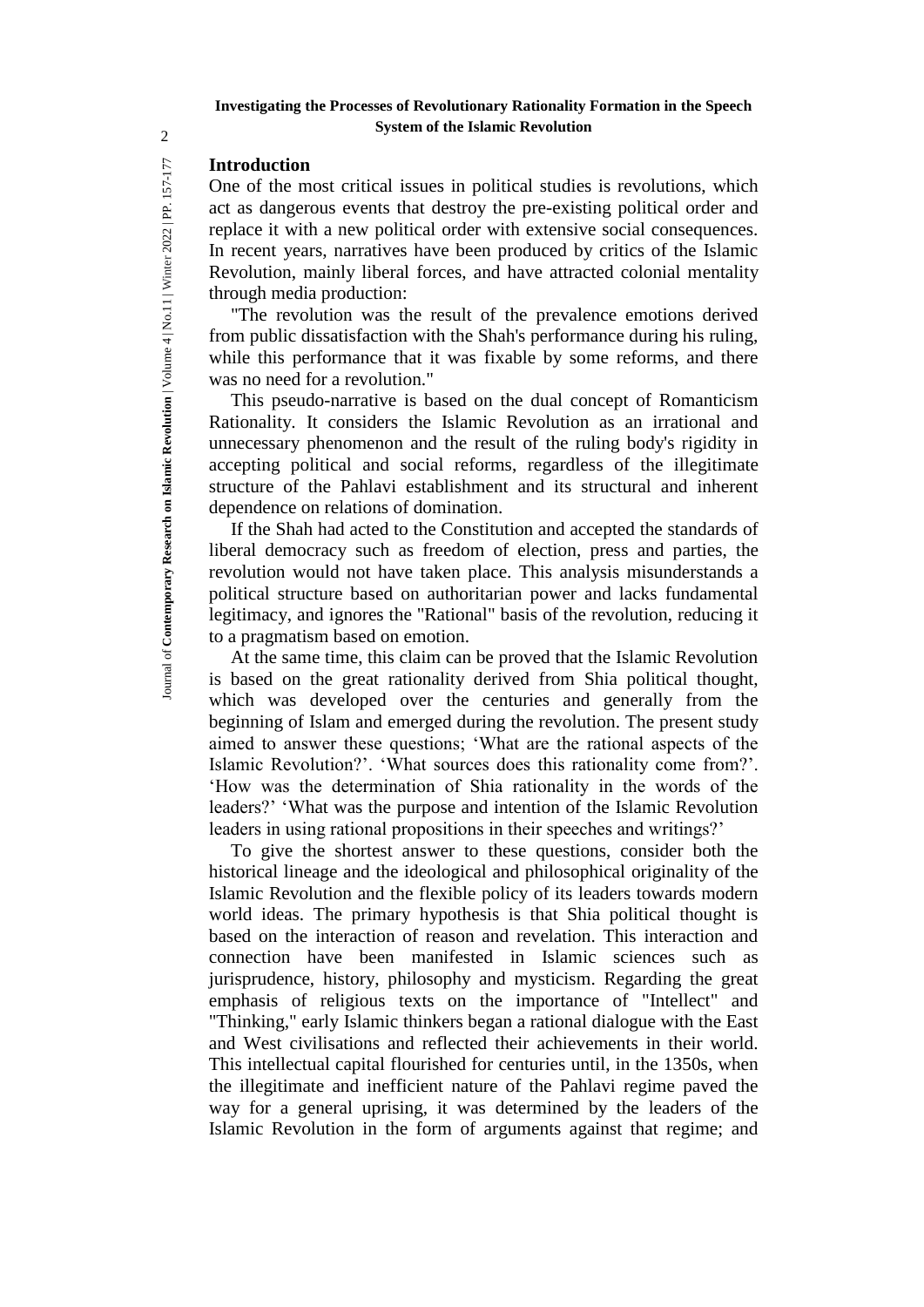## Introduction

One of the most critical issues in political studies is revolutions, which act as dangerous events that destroy the pre-existing political order and replace it with a new political order with extensive social consequences. In recent years, narratives have been produced by critics of the Islamic Revolution, mainly liberal forces, and have attracted colonial mentality through media production:

"The revolution was the result of the prevalence emotions derived from public dissatisfaction with the Shah's performance during his ruling, while this performance that it was fixable by some reforms, and there was no need for a revolution."

This pseudo-narrative is based on the dual concept of Romanticism Rationality. It considers the Islamic Revolution as an irrational and unnecessary phenomenon and the result of the ruling body's rigidity in accepting political and social reforms, regardless of the illegitimate structure of the Pahlavi establishment and its structural and inherent dependence on relations of domination.

If the Shah had acted to the Constitution and accepted the standards of liberal democracy such as freedom of election, press and parties, the revolution would not have taken place. This analysis misunderstands a political structure based on authoritarian power and lacks fundamental legitimacy, and ignores the "Rational" basis of the revolution, reducing it to a pragmatism based on emotion.

At the same time, this claim can be proved that the Islamic Revolution is based on the great rationality derived from Shia political thought, which was developed over the centuries and generally from the beginning of Islam and emerged during the revolution. The present study aimed to answer these questions; 'What are the rational aspects of the Islamic Revolution?'. 'What sources does this rationality come from?'. 'How was the determination of Shia rationality in the words of the leaders?' 'What was the purpose and intention of the Islamic Revolution leaders in using rational propositions in their speeches and writings?'

To give the shortest answer to these questions, consider both the historical lineage and the ideological and philosophical originality of the Islamic Revolution and the flexible policy of its leaders towards modern world ideas. The primary hypothesis is that Shia political thought is based on the interaction of reason and revelation. This interaction and connection have been manifested in Islamic sciences such as jurisprudence, history, philosophy and mysticism. Regarding the great emphasis of religious texts on the importance of "Intellect" and "Thinking," early Islamic thinkers began a rational dialogue with the East and West civilisations and reflected their achievements in their world. This intellectual capital flourished for centuries until, in the 1350s, when the illegitimate and inefficient nature of the Pahlavi regime paved the way for a general uprising, it was determined by the leaders of the Islamic Revolution in the form of arguments against that regime; and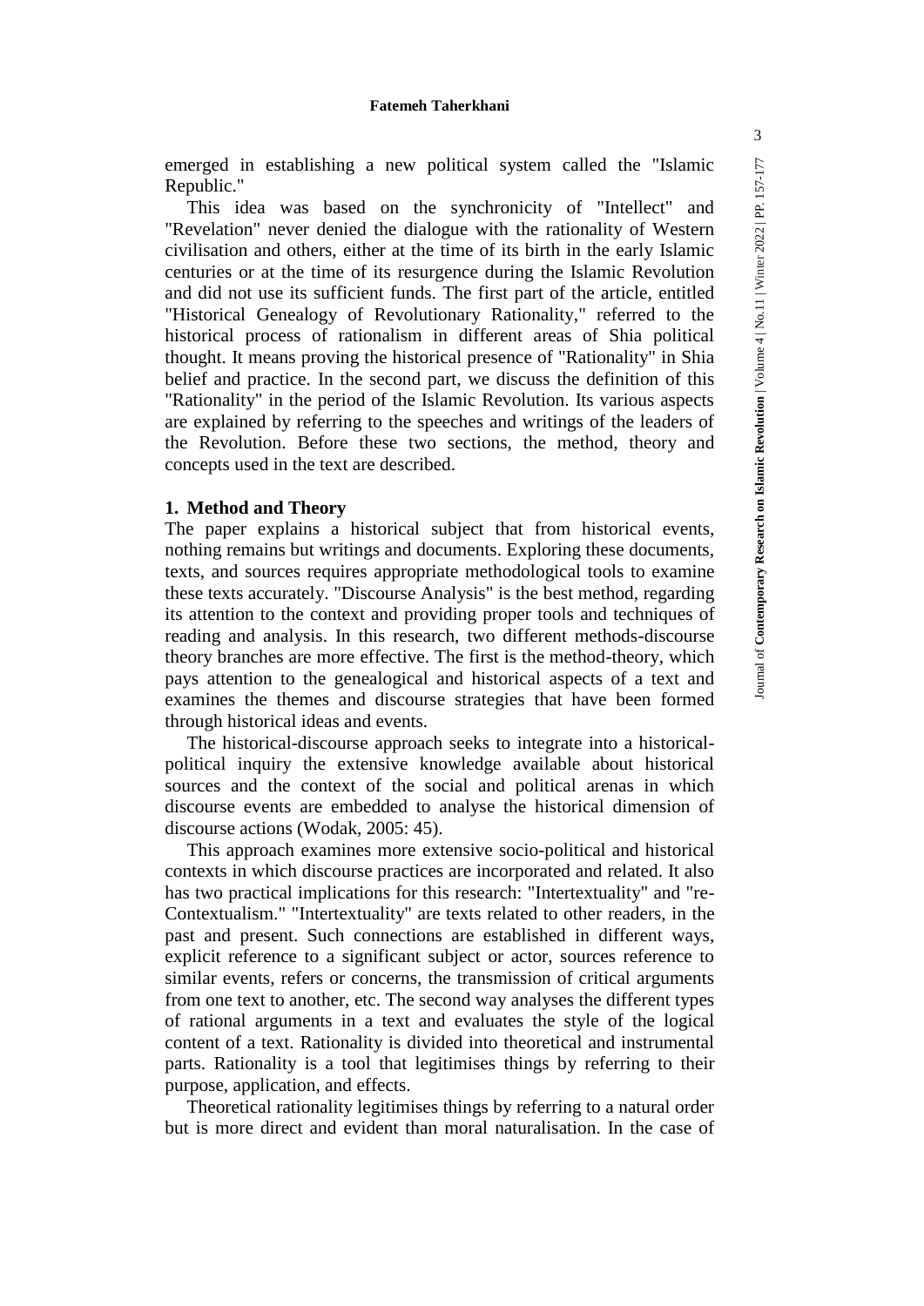emerged in establishing a new political system called the "Islamic Republic."

This idea was based on the synchronicity of "Intellect" and "Revelation" never denied the dialogue with the rationality of Western civilisation and others, either at the time of its birth in the early Islamic centuries or at the time of its resurgence during the Islamic Revolution and did not use its sufficient funds. The first part of the article, entitled "Historical Genealogy of Revolutionary Rationality," referred to the historical process of rationalism in different areas of Shia political thought. It means proving the historical presence of "Rationality" in Shia belief and practice. In the second part, we discuss the definition of this "Rationality" in the period of the Islamic Revolution. Its various aspects are explained by referring to the speeches and writings of the leaders of the Revolution. Before these two sections, the method, theory and concepts used in the text are described.

## 1. Method and Theory

The paper explains a historical subject that from historical events, nothing remains but writings and documents. Exploring these documents, texts, and sources requires appropriate methodological tools to examine these texts accurately. "Discourse Analysis" is the best method, regarding its attention to the context and providing proper tools and techniques of reading and analysis. In this research, two different methods-discourse theory branches are more effective. The first is the method-theory, which pays attention to the genealogical and historical aspects of a text and examines the themes and discourse strategies that have been formed through historical ideas and events.

The historical-discourse approach seeks to integrate into a historical-political inquiry the extensive knowledge available about historical sources and the context of the social and political arenas in which discourse events are embedded to analyse the historical dimension of discourse actions (Wodak, 2005: 45).

This approach examines more extensive socio-political and historical contexts in which discourse practices are incorporated and related. It also has two practical implications for this research: "Intertextuality" and "re-Contextualism." "Intertextuality" are texts related to other readers, in the past and present. Such connections are established in different ways, explicit reference to a significant subject or actor, sources reference to similar events, refers or concerns, the transmission of critical arguments from one text to another, etc. The second way analyses the different types of rational arguments in a text and evaluates the style of the logical content of a text. Rationality is divided into theoretical and instrumental parts. Rationality is a tool that legitimises things by referring to their purpose, application, and effects.

Theoretical rationality legitimises things by referring to a natural order but is more direct and evident than moral naturalisation. In the case of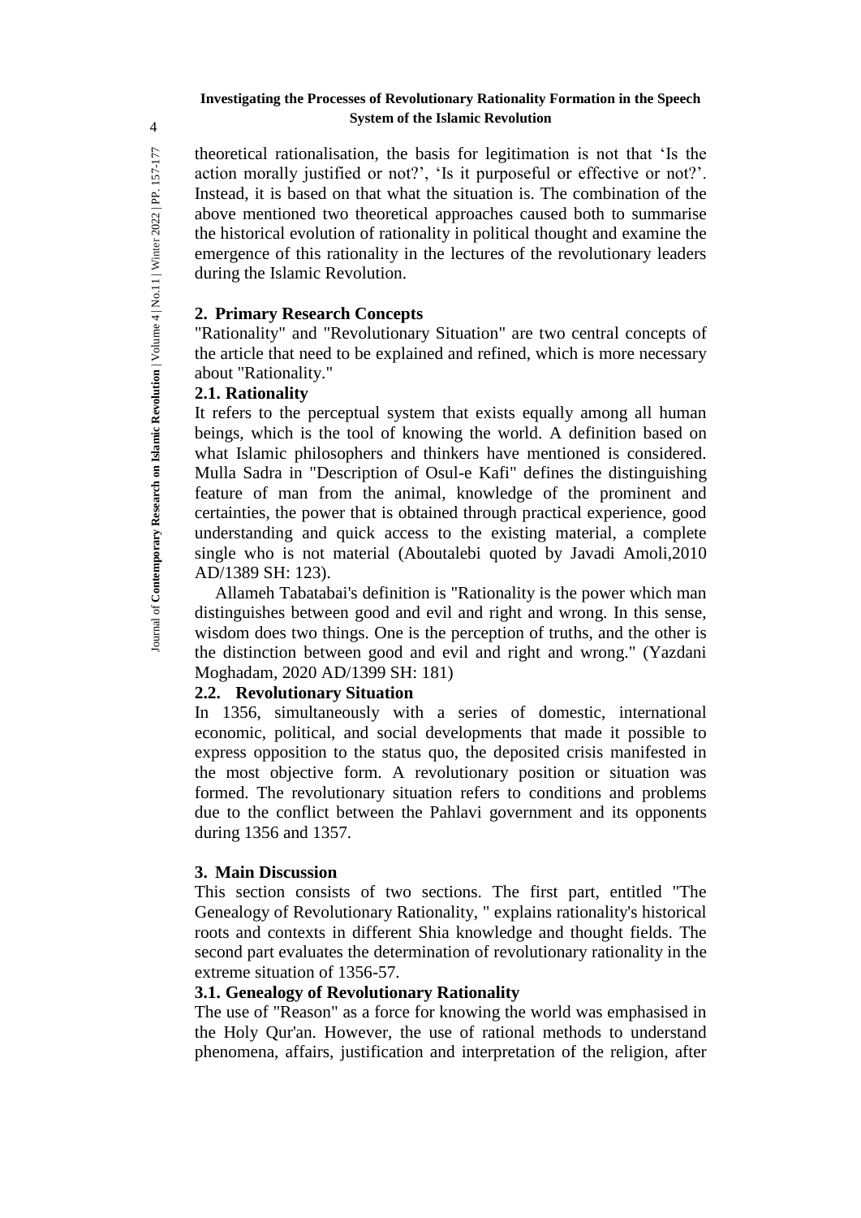theoretical rationalisation, the basis for legitimation is not that 'Is the action morally justified or not?', 'Is it purposeful or effective or not?'. Instead, it is based on that what the situation is. The combination of the above mentioned two theoretical approaches caused both to summarise the historical evolution of rationality in political thought and examine the emergence of this rationality in the lectures of the revolutionary leaders during the Islamic Revolution.

## 2. Primary Research Concepts

"Rationality" and "Revolutionary Situation" are two central concepts of the article that need to be explained and refined, which is more necessary about "Rationality."

### 2.1. Rationality

It refers to the perceptual system that exists equally among all human beings, which is the tool of knowing the world. A definition based on what Islamic philosophers and thinkers have mentioned is considered. Mulla Sadra in "Description of Osul-e Kafi" defines the distinguishing feature of man from the animal, knowledge of the prominent and certainties, the power that is obtained through practical experience, good understanding and quick access to the existing material, a complete single who is not material (Aboutalebi quoted by Javadi Amoli,2010 AD/1389 SH: 123).

Allameh Tabatabai's definition is "Rationality is the power which man distinguishes between good and evil and right and wrong. In this sense, wisdom does two things. One is the perception of truths, and the other is the distinction between good and evil and right and wrong." (Yazdani Moghadam, 2020 AD/1399 SH: 181)

### 2.2. Revolutionary Situation

In 1356, simultaneously with a series of domestic, international economic, political, and social developments that made it possible to express opposition to the status quo, the deposited crisis manifested in the most objective form. A revolutionary position or situation was formed. The revolutionary situation refers to conditions and problems due to the conflict between the Pahlavi government and its opponents during 1356 and 1357.

## 3. Main Discussion

This section consists of two sections. The first part, entitled "The Genealogy of Revolutionary Rationality, " explains rationality's historical roots and contexts in different Shia knowledge and thought fields. The second part evaluates the determination of revolutionary rationality in the extreme situation of 1356-57.

### 3.1. Genealogy of Revolutionary Rationality

The use of "Reason" as a force for knowing the world was emphasised in the Holy Qur'an. However, the use of rational methods to understand phenomena, affairs, justification and interpretation of the religion, after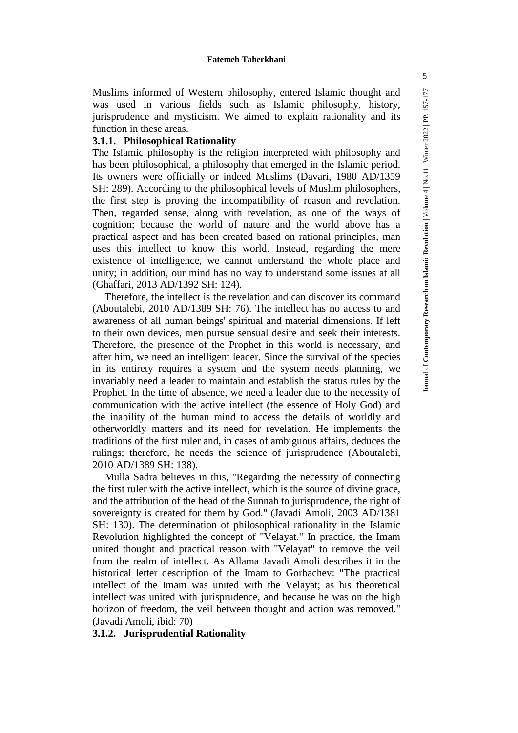Muslims informed of Western philosophy, entered Islamic thought and was used in various fields such as Islamic philosophy, history, jurisprudence and mysticism. We aimed to explain rationality and its function in these areas.

#### 3.1.1. Philosophical Rationality

The Islamic philosophy is the religion interpreted with philosophy and has been philosophical, a philosophy that emerged in the Islamic period. Its owners were officially or indeed Muslims (Davari, 1980 AD/1359 SH: 289). According to the philosophical levels of Muslim philosophers, the first step is proving the incompatibility of reason and revelation. Then, regarded sense, along with revelation, as one of the ways of cognition; because the world of nature and the world above has a practical aspect and has been created based on rational principles, man uses this intellect to know this world. Instead, regarding the mere existence of intelligence, we cannot understand the whole place and unity; in addition, our mind has no way to understand some issues at all (Ghaffari, 2013 AD/1392 SH: 124).

Therefore, the intellect is the revelation and can discover its command (Aboutalebi, 2010 AD/1389 SH: 76). The intellect has no access to and awareness of all human beings' spiritual and material dimensions. If left to their own devices, men pursue sensual desire and seek their interests. Therefore, the presence of the Prophet in this world is necessary, and after him, we need an intelligent leader. Since the survival of the species in its entirety requires a system and the system needs planning, we invariably need a leader to maintain and establish the status rules by the Prophet. In the time of absence, we need a leader due to the necessity of communication with the active intellect (the essence of Holy God) and the inability of the human mind to access the details of worldly and otherworldly matters and its need for revelation. He implements the traditions of the first ruler and, in cases of ambiguous affairs, deduces the rulings; therefore, he needs the science of jurisprudence (Aboutalebi, 2010 AD/1389 SH: 138).

Mulla Sadra believes in this, "Regarding the necessity of connecting the first ruler with the active intellect, which is the source of divine grace, and the attribution of the head of the Sunnah to jurisprudence, the right of sovereignty is created for them by God." (Javadi Amoli, 2003 AD/1381 SH: 130). The determination of philosophical rationality in the Islamic Revolution highlighted the concept of "Velayat." In practice, the Imam united thought and practical reason with "Velayat" to remove the veil from the realm of intellect. As Allama Javadi Amoli describes it in the historical letter description of the Imam to Gorbachev: "The practical intellect of the Imam was united with the Velayat; as his theoretical intellect was united with jurisprudence, and because he was on the high horizon of freedom, the veil between thought and action was removed." (Javadi Amoli, ibid: 70)

#### 3.1.2. Jurisprudential Rationality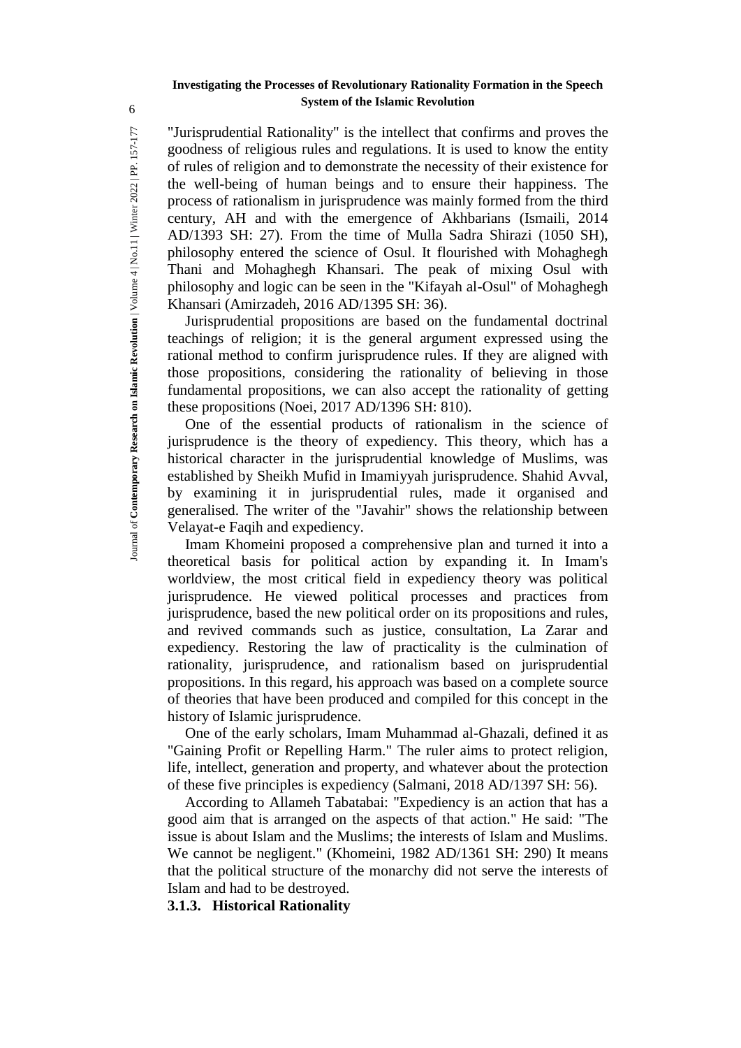"Jurisprudential Rationality" is the intellect that confirms and proves the goodness of religious rules and regulations. It is used to know the entity of rules of religion and to demonstrate the necessity of their existence for the well-being of human beings and to ensure their happiness. The process of rationalism in jurisprudence was mainly formed from the third century, AH and with the emergence of Akhbarians (Ismaili, 2014 AD/1393 SH: 27). From the time of Mulla Sadra Shirazi (1050 SH), philosophy entered the science of Osul. It flourished with Mohaghegh Thani and Mohaghegh Khansari. The peak of mixing Osul with philosophy and logic can be seen in the "Kifayah al-Osul" of Mohaghegh Khansari (Amirzadeh, 2016 AD/1395 SH: 36).

Jurisprudential propositions are based on the fundamental doctrinal teachings of religion; it is the general argument expressed using the rational method to confirm jurisprudence rules. If they are aligned with those propositions, considering the rationality of believing in those fundamental propositions, we can also accept the rationality of getting these propositions (Noei, 2017 AD/1396 SH: 810).

One of the essential products of rationalism in the science of jurisprudence is the theory of expediency. This theory, which has a historical character in the jurisprudential knowledge of Muslims, was established by Sheikh Mufid in Imamiyyah jurisprudence. Shahid Avval, by examining it in jurisprudential rules, made it organised and generalised. The writer of the "Javahir" shows the relationship between Velayat-e Faqih and expediency.

Imam Khomeini proposed a comprehensive plan and turned it into a theoretical basis for political action by expanding it. In Imam's worldview, the most critical field in expediency theory was political jurisprudence. He viewed political processes and practices from jurisprudence, based the new political order on its propositions and rules, and revived commands such as justice, consultation, La Zarar and expediency. Restoring the law of practicality is the culmination of rationality, jurisprudence, and rationalism based on jurisprudential propositions. In this regard, his approach was based on a complete source of theories that have been produced and compiled for this concept in the history of Islamic jurisprudence.

One of the early scholars, Imam Muhammad al-Ghazali, defined it as "Gaining Profit or Repelling Harm." The ruler aims to protect religion, life, intellect, generation and property, and whatever about the protection of these five principles is expediency (Salmani, 2018 AD/1397 SH: 56).

According to Allameh Tabatabai: "Expediency is an action that has a good aim that is arranged on the aspects of that action." He said: "The issue is about Islam and the Muslims; the interests of Islam and Muslims. We cannot be negligent." (Khomeini, 1982 AD/1361 SH: 290) It means that the political structure of the monarchy did not serve the interests of Islam and had to be destroyed.

#### 3.1.3. Historical Rationality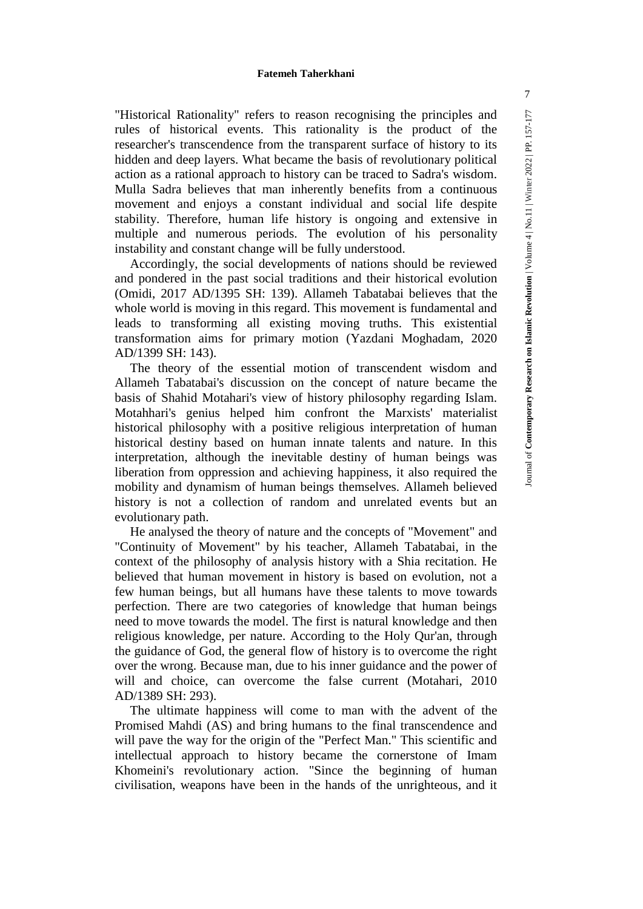"Historical Rationality" refers to reason recognising the principles and rules of historical events. This rationality is the product of the researcher's transcendence from the transparent surface of history to its hidden and deep layers. What became the basis of revolutionary political action as a rational approach to history can be traced to Sadra's wisdom. Mulla Sadra believes that man inherently benefits from a continuous movement and enjoys a constant individual and social life despite stability. Therefore, human life history is ongoing and extensive in multiple and numerous periods. The evolution of his personality instability and constant change will be fully understood.

Accordingly, the social developments of nations should be reviewed and pondered in the past social traditions and their historical evolution (Omidi, 2017 AD/1395 SH: 139). Allameh Tabatabai believes that the whole world is moving in this regard. This movement is fundamental and leads to transforming all existing moving truths. This existential transformation aims for primary motion (Yazdani Moghadam, 2020 AD/1399 SH: 143).

The theory of the essential motion of transcendent wisdom and Allameh Tabatabai's discussion on the concept of nature became the basis of Shahid Motahari's view of history philosophy regarding Islam. Motahhari's genius helped him confront the Marxists' materialist historical philosophy with a positive religious interpretation of human historical destiny based on human innate talents and nature. In this interpretation, although the inevitable destiny of human beings was liberation from oppression and achieving happiness, it also required the mobility and dynamism of human beings themselves. Allameh believed history is not a collection of random and unrelated events but an evolutionary path.

He analysed the theory of nature and the concepts of "Movement" and "Continuity of Movement" by his teacher, Allameh Tabatabai, in the context of the philosophy of analysis history with a Shia recitation. He believed that human movement in history is based on evolution, not a few human beings, but all humans have these talents to move towards perfection. There are two categories of knowledge that human beings need to move towards the model. The first is natural knowledge and then religious knowledge, per nature. According to the Holy Qur'an, through the guidance of God, the general flow of history is to overcome the right over the wrong. Because man, due to his inner guidance and the power of will and choice, can overcome the false current (Motahari, 2010 AD/1389 SH: 293).

The ultimate happiness will come to man with the advent of the Promised Mahdi (AS) and bring humans to the final transcendence and will pave the way for the origin of the "Perfect Man." This scientific and intellectual approach to history became the cornerstone of Imam Khomeini's revolutionary action. "Since the beginning of human civilisation, weapons have been in the hands of the unrighteous, and it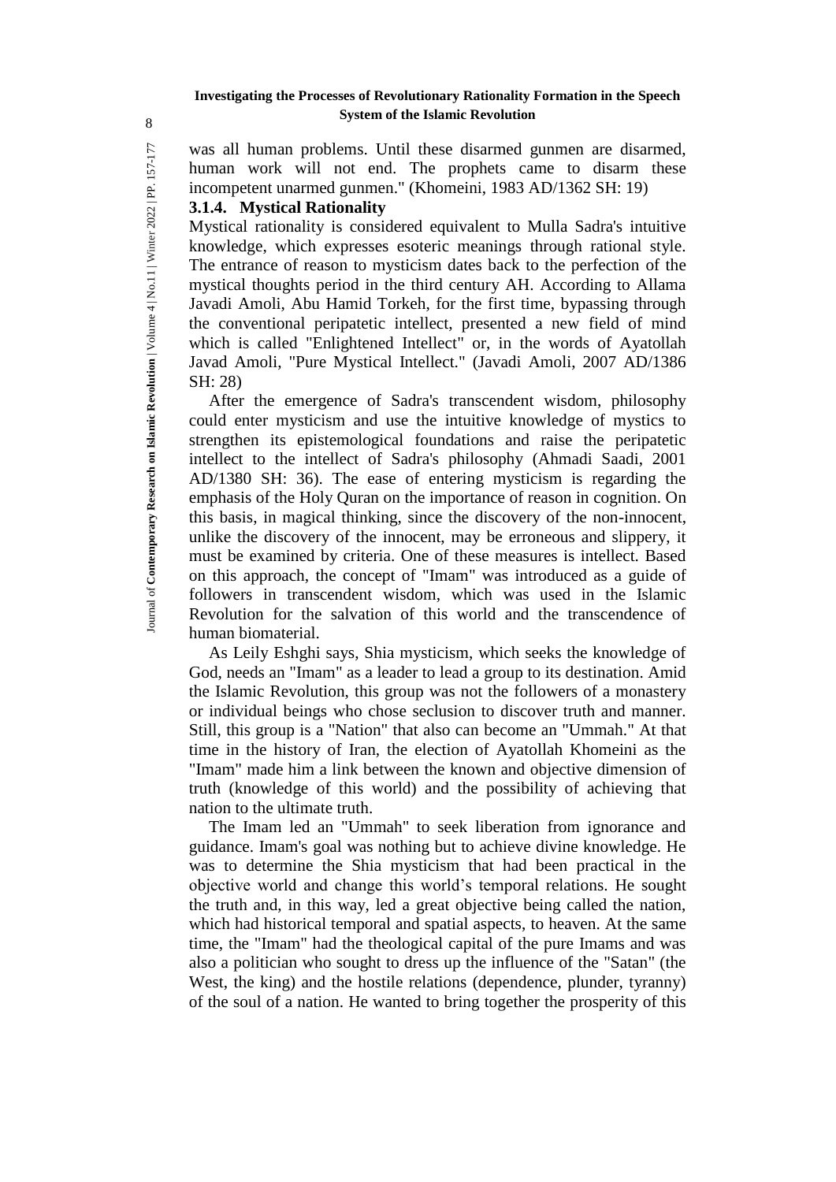was all human problems. Until these disarmed gunmen are disarmed, human work will not end. The prophets came to disarm these incompetent unarmed gunmen." (Khomeini, 1983 AD/1362 SH: 19)

#### 3.1.4. Mystical Rationality

Mystical rationality is considered equivalent to Mulla Sadra's intuitive knowledge, which expresses esoteric meanings through rational style. The entrance of reason to mysticism dates back to the perfection of the mystical thoughts period in the third century AH. According to Allama Javadi Amoli, Abu Hamid Torkeh, for the first time, bypassing through the conventional peripatetic intellect, presented a new field of mind which is called "Enlightened Intellect" or, in the words of Ayatollah Javad Amoli, "Pure Mystical Intellect." (Javadi Amoli, 2007 AD/1386 SH: 28)

After the emergence of Sadra's transcendent wisdom, philosophy could enter mysticism and use the intuitive knowledge of mystics to strengthen its epistemological foundations and raise the peripatetic intellect to the intellect of Sadra's philosophy (Ahmadi Saadi, 2001 AD/1380 SH: 36). The ease of entering mysticism is regarding the emphasis of the Holy Quran on the importance of reason in cognition. On this basis, in magical thinking, since the discovery of the non-innocent, unlike the discovery of the innocent, may be erroneous and slippery, it must be examined by criteria. One of these measures is intellect. Based on this approach, the concept of "Imam" was introduced as a guide of followers in transcendent wisdom, which was used in the Islamic Revolution for the salvation of this world and the transcendence of human biomaterial.

As Leily Eshghi says, Shia mysticism, which seeks the knowledge of God, needs an "Imam" as a leader to lead a group to its destination. Amid the Islamic Revolution, this group was not the followers of a monastery or individual beings who chose seclusion to discover truth and manner. Still, this group is a "Nation" that also can become an "Ummah." At that time in the history of Iran, the election of Ayatollah Khomeini as the "Imam" made him a link between the known and objective dimension of truth (knowledge of this world) and the possibility of achieving that nation to the ultimate truth.

The Imam led an "Ummah" to seek liberation from ignorance and guidance. Imam's goal was nothing but to achieve divine knowledge. He was to determine the Shia mysticism that had been practical in the objective world and change this world's temporal relations. He sought the truth and, in this way, led a great objective being called the nation, which had historical temporal and spatial aspects, to heaven. At the same time, the "Imam" had the theological capital of the pure Imams and was also a politician who sought to dress up the influence of the "Satan" (the West, the king) and the hostile relations (dependence, plunder, tyranny) of the soul of a nation. He wanted to bring together the prosperity of this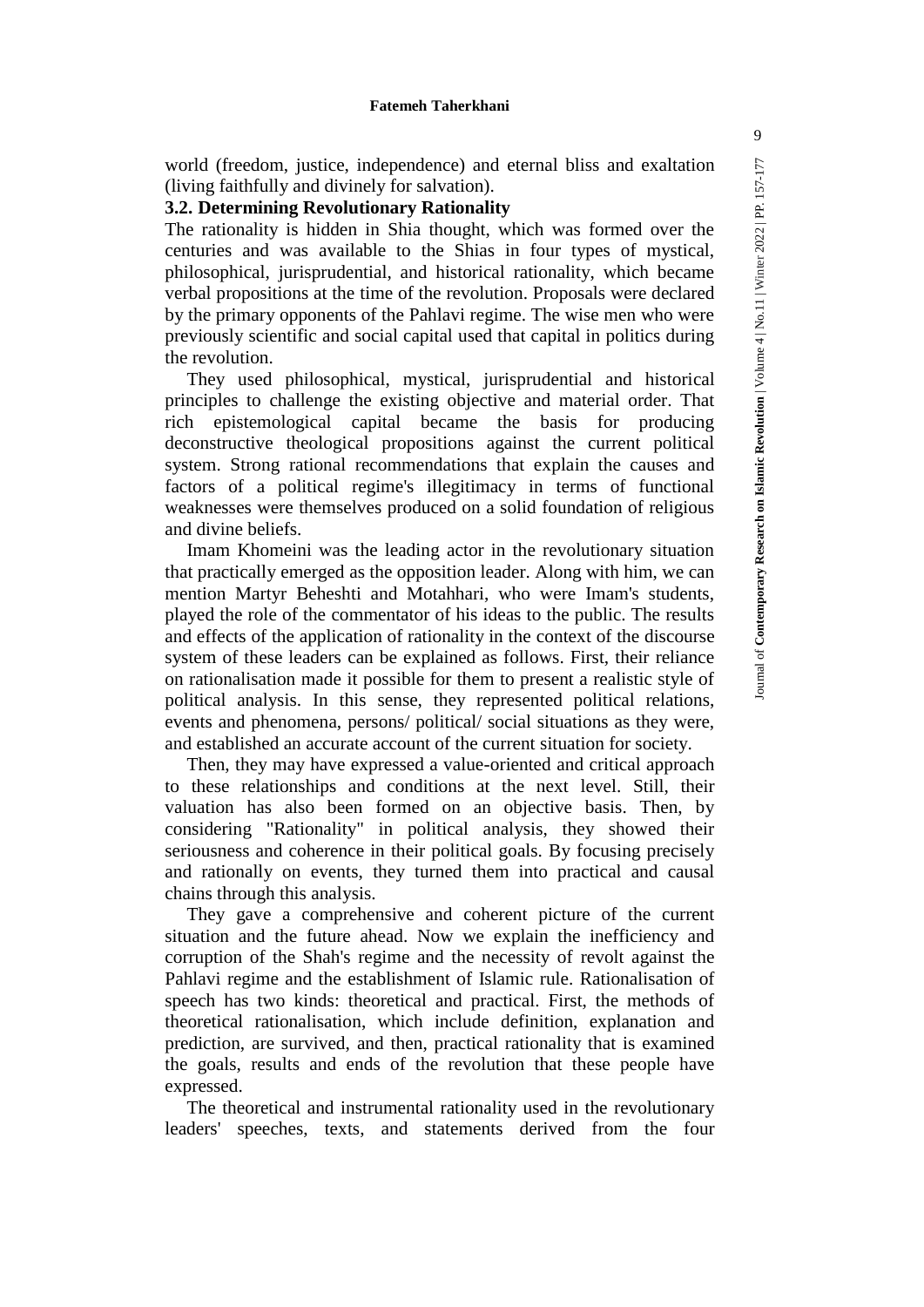world (freedom, justice, independence) and eternal bliss and exaltation (living faithfully and divinely for salvation).

### 3.2. Determining Revolutionary Rationality

The rationality is hidden in Shia thought, which was formed over the centuries and was available to the Shias in four types of mystical, philosophical, jurisprudential, and historical rationality, which became verbal propositions at the time of the revolution. Proposals were declared by the primary opponents of the Pahlavi regime. The wise men who were previously scientific and social capital used that capital in politics during the revolution.

They used philosophical, mystical, jurisprudential and historical principles to challenge the existing objective and material order. That rich epistemological capital became the basis for producing deconstructive theological propositions against the current political system. Strong rational recommendations that explain the causes and factors of a political regime's illegitimacy in terms of functional weaknesses were themselves produced on a solid foundation of religious and divine beliefs.

Imam Khomeini was the leading actor in the revolutionary situation that practically emerged as the opposition leader. Along with him, we can mention Martyr Beheshti and Motahhari, who were Imam's students, played the role of the commentator of his ideas to the public. The results and effects of the application of rationality in the context of the discourse system of these leaders can be explained as follows. First, their reliance on rationalisation made it possible for them to present a realistic style of political analysis. In this sense, they represented political relations, events and phenomena, persons/ political/ social situations as they were, and established an accurate account of the current situation for society.

Then, they may have expressed a value-oriented and critical approach to these relationships and conditions at the next level. Still, their valuation has also been formed on an objective basis. Then, by considering "Rationality" in political analysis, they showed their seriousness and coherence in their political goals. By focusing precisely and rationally on events, they turned them into practical and causal chains through this analysis.

They gave a comprehensive and coherent picture of the current situation and the future ahead. Now we explain the inefficiency and corruption of the Shah's regime and the necessity of revolt against the Pahlavi regime and the establishment of Islamic rule. Rationalisation of speech has two kinds: theoretical and practical. First, the methods of theoretical rationalisation, which include definition, explanation and prediction, are survived, and then, practical rationality that is examined the goals, results and ends of the revolution that these people have expressed.

The theoretical and instrumental rationality used in the revolutionary leaders' speeches, texts, and statements derived from the four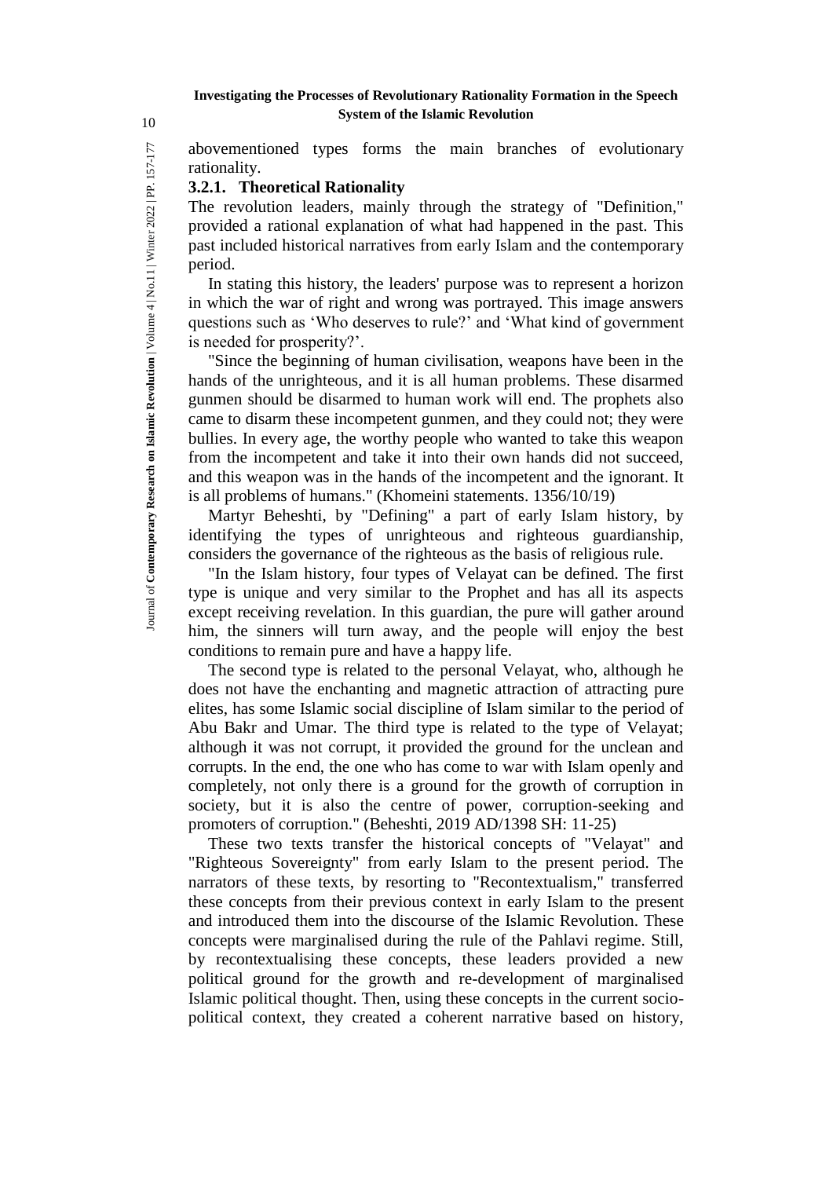abovementioned types forms the main branches of evolutionary rationality.

### 3.2.1. Theoretical Rationality

The revolution leaders, mainly through the strategy of "Definition," provided a rational explanation of what had happened in the past. This past included historical narratives from early Islam and the contemporary period.

In stating this history, the leaders' purpose was to represent a horizon in which the war of right and wrong was portrayed. This image answers questions such as 'Who deserves to rule?' and 'What kind of government is needed for prosperity?'.

"Since the beginning of human civilisation, weapons have been in the hands of the unrighteous, and it is all human problems. These disarmed gunmen should be disarmed to human work will end. The prophets also came to disarm these incompetent gunmen, and they could not; they were bullies. In every age, the worthy people who wanted to take this weapon from the incompetent and take it into their own hands did not succeed, and this weapon was in the hands of the incompetent and the ignorant. It is all problems of humans." (Khomeini statements. 1356/10/19)

Martyr Beheshti, by "Defining" a part of early Islam history, by identifying the types of unrighteous and righteous guardianship, considers the governance of the righteous as the basis of religious rule.

"In the Islam history, four types of Velayat can be defined. The first type is unique and very similar to the Prophet and has all its aspects except receiving revelation. In this guardian, the pure will gather around him, the sinners will turn away, and the people will enjoy the best conditions to remain pure and have a happy life.

The second type is related to the personal Velayat, who, although he does not have the enchanting and magnetic attraction of attracting pure elites, has some Islamic social discipline of Islam similar to the period of Abu Bakr and Umar. The third type is related to the type of Velayat; although it was not corrupt, it provided the ground for the unclean and corrupts. In the end, the one who has come to war with Islam openly and completely, not only there is a ground for the growth of corruption in society, but it is also the centre of power, corruption-seeking and promoters of corruption." (Beheshti, 2019 AD/1398 SH: 11-25)

These two texts transfer the historical concepts of "Velayat" and "Righteous Sovereignty" from early Islam to the present period. The narrators of these texts, by resorting to "Recontextualism," transferred these concepts from their previous context in early Islam to the present and introduced them into the discourse of the Islamic Revolution. These concepts were marginalised during the rule of the Pahlavi regime. Still, by recontextualising these concepts, these leaders provided a new political ground for the growth and re-development of marginalised Islamic political thought. Then, using these concepts in the current socio-political context, they created a coherent narrative based on history,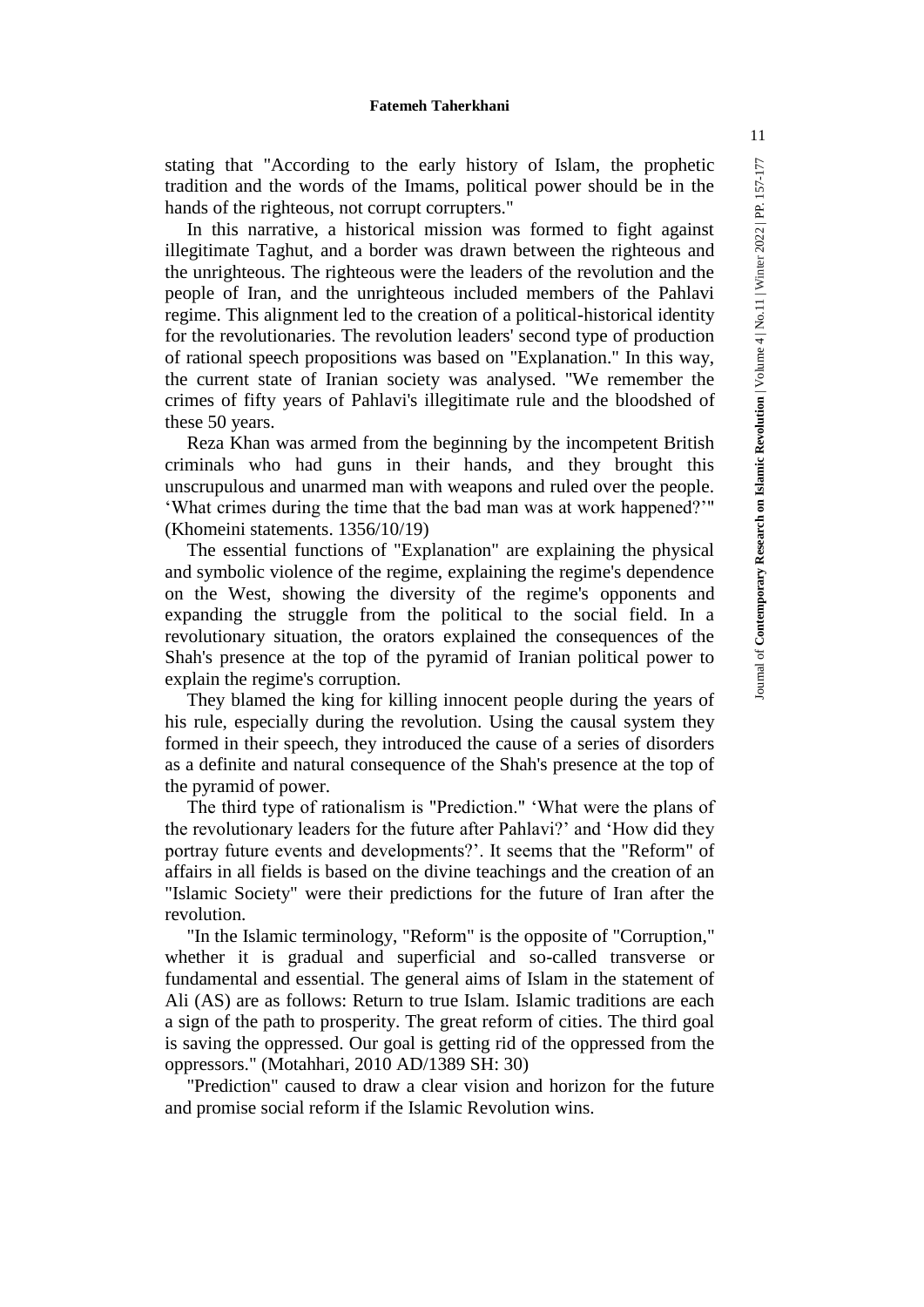stating that "According to the early history of Islam, the prophetic tradition and the words of the Imams, political power should be in the hands of the righteous, not corrupt corrupters."

In this narrative, a historical mission was formed to fight against illegitimate Taghut, and a border was drawn between the righteous and the unrighteous. The righteous were the leaders of the revolution and the people of Iran, and the unrighteous included members of the Pahlavi regime. This alignment led to the creation of a political-historical identity for the revolutionaries. The revolution leaders' second type of production of rational speech propositions was based on "Explanation." In this way, the current state of Iranian society was analysed. "We remember the crimes of fifty years of Pahlavi's illegitimate rule and the bloodshed of these 50 years.

Reza Khan was armed from the beginning by the incompetent British criminals who had guns in their hands, and they brought this unscrupulous and unarmed man with weapons and ruled over the people. 'What crimes during the time that the bad man was at work happened?'" (Khomeini statements. 1356/10/19)

The essential functions of "Explanation" are explaining the physical and symbolic violence of the regime, explaining the regime's dependence on the West, showing the diversity of the regime's opponents and expanding the struggle from the political to the social field. In a revolutionary situation, the orators explained the consequences of the Shah's presence at the top of the pyramid of Iranian political power to explain the regime's corruption.

They blamed the king for killing innocent people during the years of his rule, especially during the revolution. Using the causal system they formed in their speech, they introduced the cause of a series of disorders as a definite and natural consequence of the Shah's presence at the top of the pyramid of power.

The third type of rationalism is "Prediction." 'What were the plans of the revolutionary leaders for the future after Pahlavi?' and 'How did they portray future events and developments?'. It seems that the "Reform" of affairs in all fields is based on the divine teachings and the creation of an "Islamic Society" were their predictions for the future of Iran after the revolution.

"In the Islamic terminology, "Reform" is the opposite of "Corruption," whether it is gradual and superficial and so-called transverse or fundamental and essential. The general aims of Islam in the statement of Ali (AS) are as follows: Return to true Islam. Islamic traditions are each a sign of the path to prosperity. The great reform of cities. The third goal is saving the oppressed. Our goal is getting rid of the oppressed from the oppressors." (Motahhari, 2010 AD/1389 SH: 30)

"Prediction" caused to draw a clear vision and horizon for the future and promise social reform if the Islamic Revolution wins.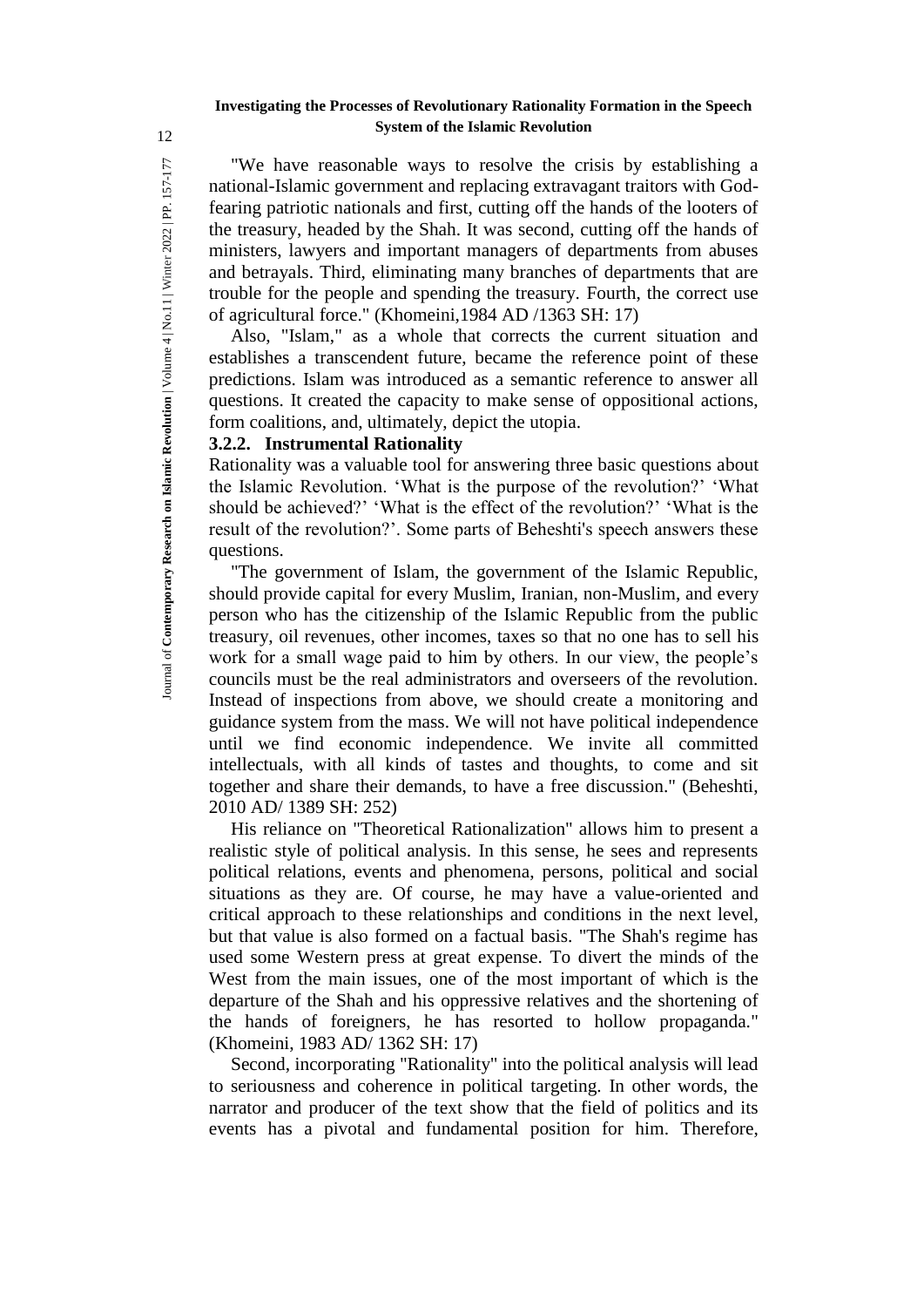"We have reasonable ways to resolve the crisis by establishing a national-Islamic government and replacing extravagant traitors with God-fearing patriotic nationals and first, cutting off the hands of the looters of the treasury, headed by the Shah. It was second, cutting off the hands of ministers, lawyers and important managers of departments from abuses and betrayals. Third, eliminating many branches of departments that are trouble for the people and spending the treasury. Fourth, the correct use of agricultural force." (Khomeini,1984 AD /1363 SH: 17)

Also, "Islam," as a whole that corrects the current situation and establishes a transcendent future, became the reference point of these predictions. Islam was introduced as a semantic reference to answer all questions. It created the capacity to make sense of oppositional actions, form coalitions, and, ultimately, depict the utopia.

### 3.2.2. Instrumental Rationality

Rationality was a valuable tool for answering three basic questions about the Islamic Revolution. 'What is the purpose of the revolution?' 'What should be achieved?' 'What is the effect of the revolution?' 'What is the result of the revolution?'. Some parts of Beheshti's speech answers these questions.

"The government of Islam, the government of the Islamic Republic, should provide capital for every Muslim, Iranian, non-Muslim, and every person who has the citizenship of the Islamic Republic from the public treasury, oil revenues, other incomes, taxes so that no one has to sell his work for a small wage paid to him by others. In our view, the people's councils must be the real administrators and overseers of the revolution. Instead of inspections from above, we should create a monitoring and guidance system from the mass. We will not have political independence until we find economic independence. We invite all committed intellectuals, with all kinds of tastes and thoughts, to come and sit together and share their demands, to have a free discussion." (Beheshti, 2010 AD/ 1389 SH: 252)

His reliance on "Theoretical Rationalization" allows him to present a realistic style of political analysis. In this sense, he sees and represents political relations, events and phenomena, persons, political and social situations as they are. Of course, he may have a value-oriented and critical approach to these relationships and conditions in the next level, but that value is also formed on a factual basis. "The Shah's regime has used some Western press at great expense. To divert the minds of the West from the main issues, one of the most important of which is the departure of the Shah and his oppressive relatives and the shortening of the hands of foreigners, he has resorted to hollow propaganda." (Khomeini, 1983 AD/ 1362 SH: 17)

Second, incorporating "Rationality" into the political analysis will lead to seriousness and coherence in political targeting. In other words, the narrator and producer of the text show that the field of politics and its events has a pivotal and fundamental position for him. Therefore,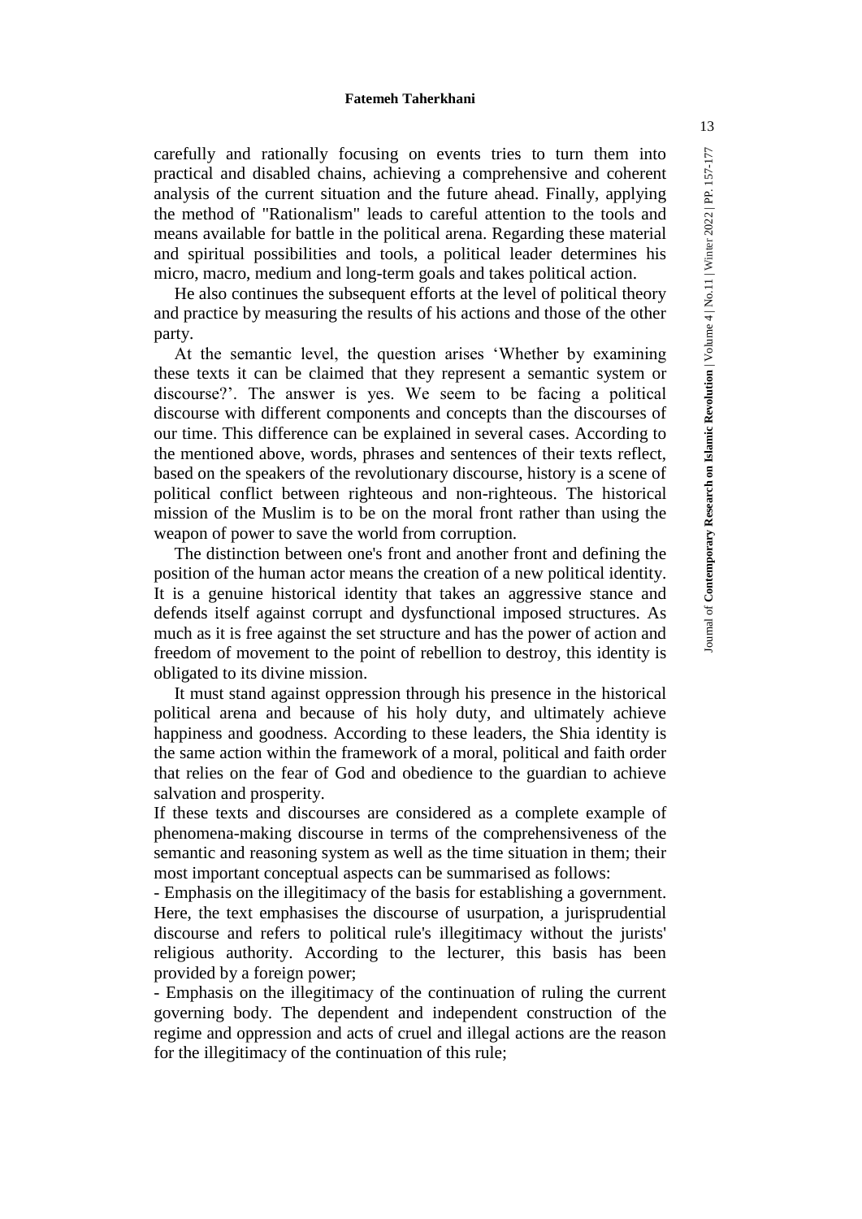carefully and rationally focusing on events tries to turn them into practical and disabled chains, achieving a comprehensive and coherent analysis of the current situation and the future ahead. Finally, applying the method of "Rationalism" leads to careful attention to the tools and means available for battle in the political arena. Regarding these material and spiritual possibilities and tools, a political leader determines his micro, macro, medium and long-term goals and takes political action.

He also continues the subsequent efforts at the level of political theory and practice by measuring the results of his actions and those of the other party.

At the semantic level, the question arises 'Whether by examining these texts it can be claimed that they represent a semantic system or discourse?'. The answer is yes. We seem to be facing a political discourse with different components and concepts than the discourses of our time. This difference can be explained in several cases. According to the mentioned above, words, phrases and sentences of their texts reflect, based on the speakers of the revolutionary discourse, history is a scene of political conflict between righteous and non-righteous. The historical mission of the Muslim is to be on the moral front rather than using the weapon of power to save the world from corruption.

The distinction between one's front and another front and defining the position of the human actor means the creation of a new political identity. It is a genuine historical identity that takes an aggressive stance and defends itself against corrupt and dysfunctional imposed structures. As much as it is free against the set structure and has the power of action and freedom of movement to the point of rebellion to destroy, this identity is obligated to its divine mission.

It must stand against oppression through his presence in the historical political arena and because of his holy duty, and ultimately achieve happiness and goodness. According to these leaders, the Shia identity is the same action within the framework of a moral, political and faith order that relies on the fear of God and obedience to the guardian to achieve salvation and prosperity.

If these texts and discourses are considered as a complete example of phenomena-making discourse in terms of the comprehensiveness of the semantic and reasoning system as well as the time situation in them; their most important conceptual aspects can be summarised as follows:

- Emphasis on the illegitimacy of the basis for establishing a government. Here, the text emphasises the discourse of usurpation, a jurisprudential discourse and refers to political rule's illegitimacy without the jurists' religious authority. According to the lecturer, this basis has been provided by a foreign power;
- Emphasis on the illegitimacy of the continuation of ruling the current governing body. The dependent and independent construction of the regime and oppression and acts of cruel and illegal actions are the reason for the illegitimacy of the continuation of this rule;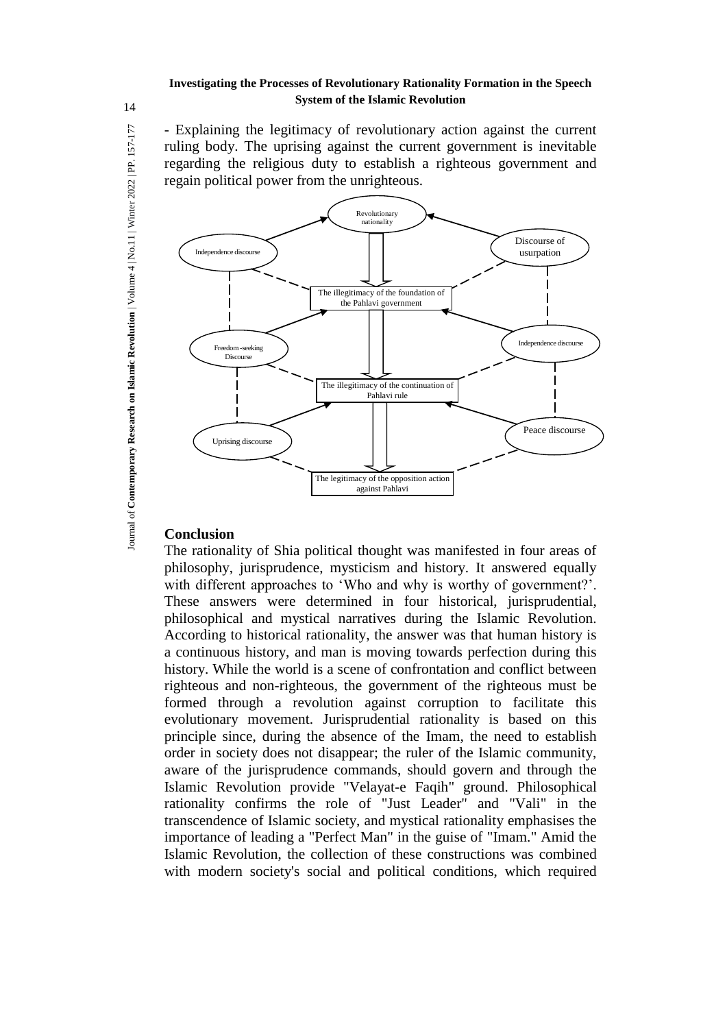- Explaining the legitimacy of revolutionary action against the current ruling body. The uprising against the current government is inevitable regarding the religious duty to establish a righteous government and regain political power from the unrighteous.

Revolutionary nationality

Independence discourse

Discourse of usurpation

The illegitimacy of the foundation of the Pahlavi government

Freedom-seeking Discourse

Independence discourse

The illegitimacy of the continuation of Pahlavi rule

Uprising discourse

Peace discourse

The legitimacy of the opposition action against Pahlavi

## Conclusion

The rationality of Shia political thought was manifested in four areas of philosophy, jurisprudence, mysticism and history. It answered equally with different approaches to 'Who and why is worthy of government?'. These answers were determined in four historical, jurisprudential, philosophical and mystical narratives during the Islamic Revolution. According to historical rationality, the answer was that human history is a continuous history, and man is moving towards perfection during this history. While the world is a scene of confrontation and conflict between righteous and non-righteous, the government of the righteous must be formed through a revolution against corruption to facilitate this evolutionary movement. Jurisprudential rationality is based on this principle since, during the absence of the Imam, the need to establish order in society does not disappear; the ruler of the Islamic community, aware of the jurisprudence commands, should govern and through the Islamic Revolution provide "Velayat-e Faqih" ground. Philosophical rationality confirms the role of "Just Leader" and "Vali" in the transcendence of Islamic society, and mystical rationality emphasises the importance of leading a "Perfect Man" in the guise of "Imam." Amid the Islamic Revolution, the collection of these constructions was combined with modern society's social and political conditions, which required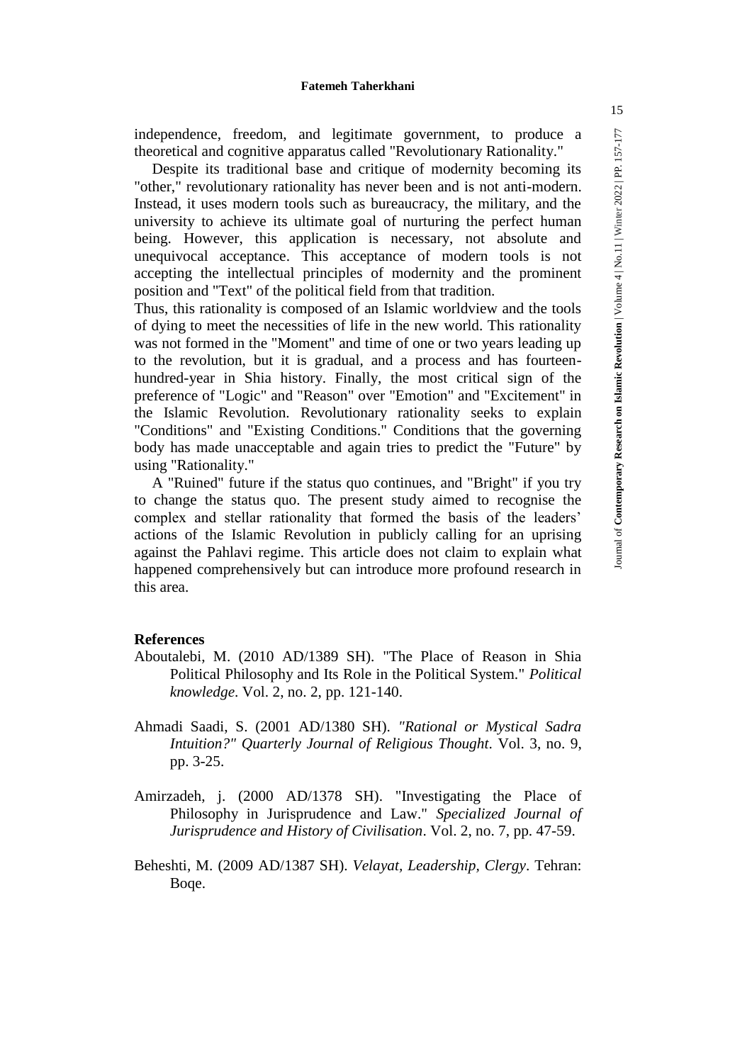independence, freedom, and legitimate government, to produce a theoretical and cognitive apparatus called "Revolutionary Rationality."

Despite its traditional base and critique of modernity becoming its "other," revolutionary rationality has never been and is not anti-modern. Instead, it uses modern tools such as bureaucracy, the military, and the university to achieve its ultimate goal of nurturing the perfect human being. However, this application is necessary, not absolute and unequivocal acceptance. This acceptance of modern tools is not accepting the intellectual principles of modernity and the prominent position and "Text" of the political field from that tradition.

Thus, this rationality is composed of an Islamic worldview and the tools of dying to meet the necessities of life in the new world. This rationality was not formed in the "Moment" and time of one or two years leading up to the revolution, but it is gradual, and a process and has fourteen-hundred-year in Shia history. Finally, the most critical sign of the preference of "Logic" and "Reason" over "Emotion" and "Excitement" in the Islamic Revolution. Revolutionary rationality seeks to explain "Conditions" and "Existing Conditions." Conditions that the governing body has made unacceptable and again tries to predict the "Future" by using "Rationality."

A "Ruined" future if the status quo continues, and "Bright" if you try to change the status quo. The present study aimed to recognise the complex and stellar rationality that formed the basis of the leaders' actions of the Islamic Revolution in publicly calling for an uprising against the Pahlavi regime. This article does not claim to explain what happened comprehensively but can introduce more profound research in this area.

## References

Aboutalebi, M. (2010 AD/1389 SH). "The Place of Reason in Shia Political Philosophy and Its Role in the Political System." *Political knowledge*. Vol. 2, no. 2, pp. 121-140.

Ahmadi Saadi, S. (2001 AD/1380 SH). *"Rational or Mystical Sadra Intuition?" Quarterly Journal of Religious Thought*. Vol. 3, no. 9, pp. 3-25.

Amirzadeh, j. (2000 AD/1378 SH). "Investigating the Place of Philosophy in Jurisprudence and Law." *Specialized Journal of Jurisprudence and History of Civilisation*. Vol. 2, no. 7, pp. 47-59.

Beheshti, M. (2009 AD/1387 SH). *Velayat, Leadership, Clergy*. Tehran: Boqe.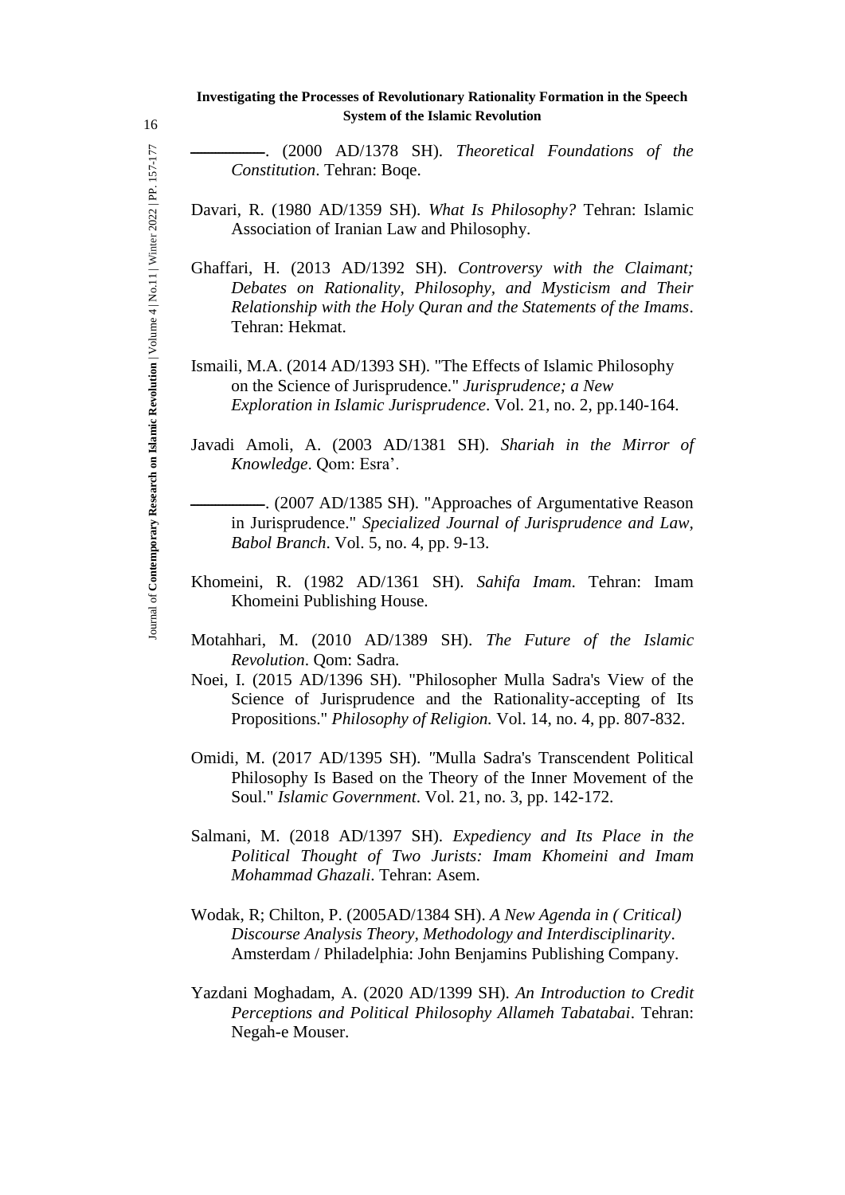———. (2000 AD/1378 SH). *Theoretical Foundations of the Constitution*. Tehran: Boqe.

Davari, R. (1980 AD/1359 SH). *What Is Philosophy?* Tehran: Islamic Association of Iranian Law and Philosophy.

Ghaffari, H. (2013 AD/1392 SH). *Controversy with the Claimant; Debates on Rationality, Philosophy, and Mysticism and Their Relationship with the Holy Quran and the Statements of the Imams*. Tehran: Hekmat.

Ismaili, M.A. (2014 AD/1393 SH). "The Effects of Islamic Philosophy on the Science of Jurisprudence." *Jurisprudence; a New Exploration in Islamic Jurisprudence*. Vol. 21, no. 2, pp.140-164.

Javadi Amoli, A. (2003 AD/1381 SH). *Shariah in the Mirror of Knowledge*. Qom: Esra'.

———. (2007 AD/1385 SH). "Approaches of Argumentative Reason in Jurisprudence." *Specialized Journal of Jurisprudence and Law, Babol Branch*. Vol. 5, no. 4, pp. 9-13.

Khomeini, R. (1982 AD/1361 SH). *Sahifa Imam*. Tehran: Imam Khomeini Publishing House.

Motahhari, M. (2010 AD/1389 SH). *The Future of the Islamic Revolution*. Qom: Sadra.

Noei, I. (2015 AD/1396 SH). "Philosopher Mulla Sadra's View of the Science of Jurisprudence and the Rationality-accepting of Its Propositions." *Philosophy of Religion.* Vol. 14, no. 4, pp. 807-832.

Omidi, M. (2017 AD/1395 SH). "Mulla Sadra's Transcendent Political Philosophy Is Based on the Theory of the Inner Movement of the Soul." *Islamic Government*. Vol. 21, no. 3, pp. 142-172.

Salmani, M. (2018 AD/1397 SH). *Expediency and Its Place in the Political Thought of Two Jurists: Imam Khomeini and Imam Mohammad Ghazali*. Tehran: Asem.

Wodak, R; Chilton, P. (2005AD/1384 SH). *A New Agenda in ( Critical) Discourse Analysis Theory, Methodology and Interdisciplinarity*. Amsterdam / Philadelphia: John Benjamins Publishing Company.

Yazdani Moghadam, A. (2020 AD/1399 SH). *An Introduction to Credit Perceptions and Political Philosophy Allameh Tabatabai*. Tehran: Negah-e Mouser.